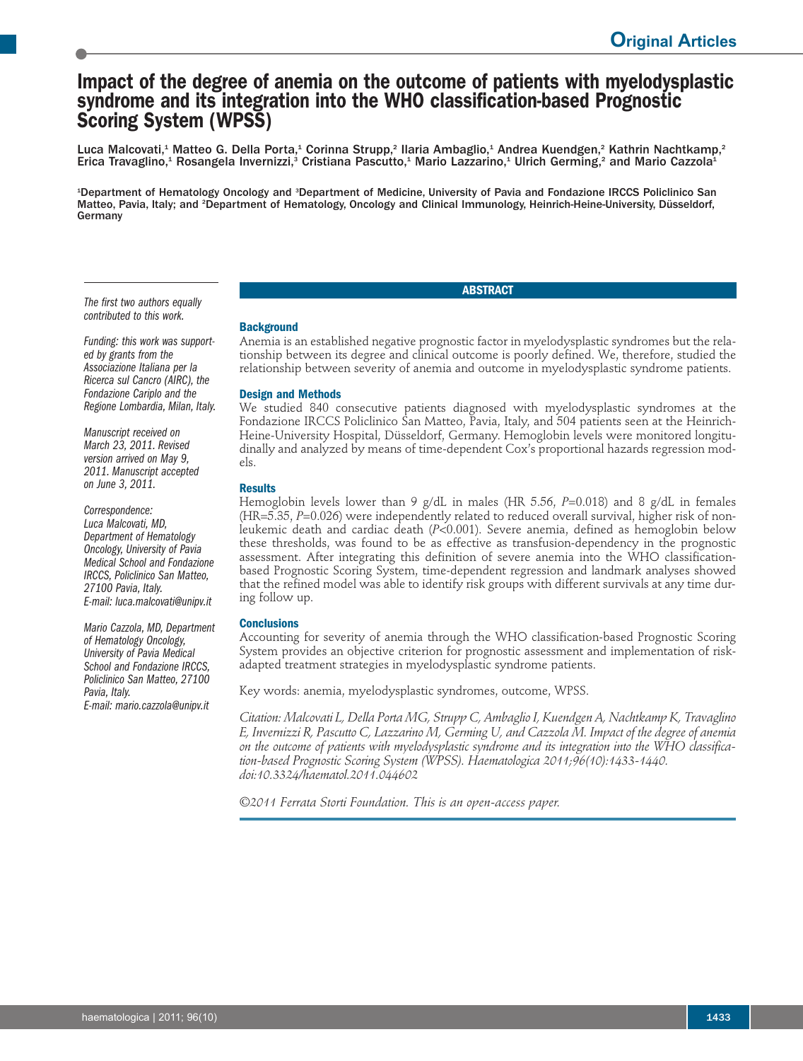# Impact of the degree of anemia on the outcome of patients with myelodysplastic syndrome and its integration into the WHO classification-based Prognostic Scoring System (WPSS)

Luca Malcovati,[1] Matteo G. Della Porta,[1] Corinna Strupp,[2] Ilaria Ambaglio,[1] Andrea Kuendgen,[2] Kathrin Nachtkamp,[2] Erica Travaglino,[1] Rosangela Invernizzi,[3] Cristiana Pascutto,[1] Mario Lazzarino,[1] Ulrich Germing,[2] and Mario Cazzola[1]

[1]Department of Hematology Oncology and [3]Department of Medicine, University of Pavia and Fondazione IRCCS Policlinico San Matteo, Pavia, Italy; and [2]Department of Hematology, Oncology and Clinical Immunology, Heinrich-Heine-University, Düsseldorf, Germany

*The first two authors equally contributed to this work.*

*Funding: this work was supported by grants from the Associazione Italiana per la Ricerca sul Cancro (AIRC), the Fondazione Cariplo and the Regione Lombardia, Milan, Italy.*

*Manuscript received on March 23, 2011. Revised version arrived on May 9, 2011. Manuscript accepted on June 3, 2011.*

*Correspondence: Luca Malcovati, MD, Department of Hematology Oncology, University of Pavia Medical School and Fondazione IRCCS, Policlinico San Matteo, 27100 Pavia, Italy. E-mail: luca.malcovati@unipv.it*

*Mario Cazzola, MD, Department of Hematology Oncology, University of Pavia Medical School and Fondazione IRCCS, Policlinico San Matteo, 27100 Pavia, Italy. E-mail: mario.cazzola@unipv.it*

## ABSTRACT

### Background

Anemia is an established negative prognostic factor in myelodysplastic syndromes but the relationship between its degree and clinical outcome is poorly defined. We, therefore, studied the relationship between severity of anemia and outcome in myelodysplastic syndrome patients.

### Design and Methods

We studied 840 consecutive patients diagnosed with myelodysplastic syndromes at the Fondazione IRCCS Policlinico San Matteo, Pavia, Italy, and 504 patients seen at the Heinrich-Heine-University Hospital, Düsseldorf, Germany. Hemoglobin levels were monitored longitudinally and analyzed by means of time-dependent Cox's proportional hazards regression models.

### Results

Hemoglobin levels lower than 9 g/dL in males (HR 5.56, $P$=0.018) and 8 g/dL in females (HR=5.35, $P$=0.026) were independently related to reduced overall survival, higher risk of non-leukemic death and cardiac death ($P$<0.001). Severe anemia, defined as hemoglobin below these thresholds, was found to be as effective as transfusion-dependency in the prognostic assessment. After integrating this definition of severe anemia into the WHO classification-based Prognostic Scoring System, time-dependent regression and landmark analyses showed that the refined model was able to identify risk groups with different survivals at any time during follow up.

### Conclusions

Accounting for severity of anemia through the WHO classification-based Prognostic Scoring System provides an objective criterion for prognostic assessment and implementation of risk-adapted treatment strategies in myelodysplastic syndrome patients.

Key words: anemia, myelodysplastic syndromes, outcome, WPSS.

*Citation: Malcovati L, Della Porta MG, Strupp C, Ambaglio I, Kuendgen A, Nachtkamp K, Travaglino E, Invernizzi R, Pascutto C, Lazzarino M, Germing U, and Cazzola M. Impact of the degree of anemia on the outcome of patients with myelodysplastic syndrome and its integration into the WHO classification-based Prognostic Scoring System (WPSS). Haematologica 2011;96(10):1433-1440. doi:10.3324/haematol.2011.044602*

*©2011 Ferrata Storti Foundation. This is an open-access paper.*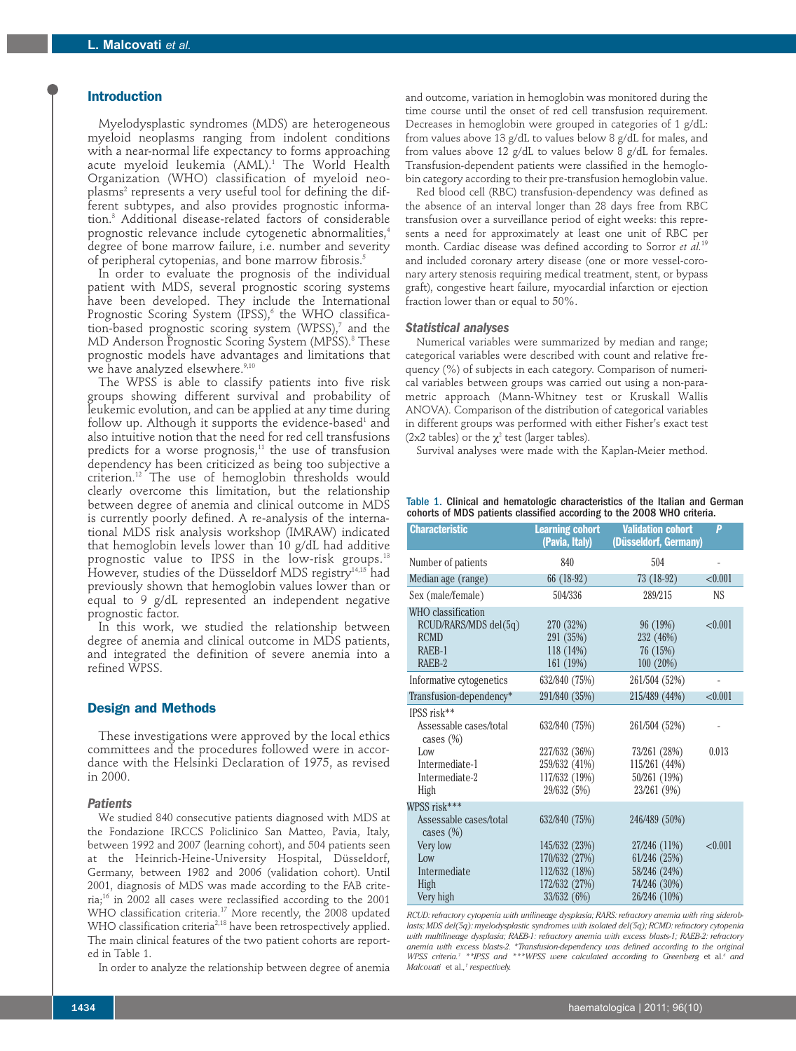## Introduction

Myelodysplastic syndromes (MDS) are heterogeneous myeloid neoplasms ranging from indolent conditions with a near-normal life expectancy to forms approaching acute myeloid leukemia (AML).[1] The World Health Organization (WHO) classification of myeloid neoplasms[2] represents a very useful tool for defining the different subtypes, and also provides prognostic information.[3] Additional disease-related factors of considerable prognostic relevance include cytogenetic abnormalities,[4] degree of bone marrow failure, i.e. number and severity of peripheral cytopenias, and bone marrow fibrosis.[5]

In order to evaluate the prognosis of the individual patient with MDS, several prognostic scoring systems have been developed. They include the International Prognostic Scoring System (IPSS),[6] the WHO classification-based prognostic scoring system (WPSS),[7] and the MD Anderson Prognostic Scoring System (MPSS).[8] These prognostic models have advantages and limitations that we have analyzed elsewhere.[9,10]

The WPSS is able to classify patients into five risk groups showing different survival and probability of leukemic evolution, and can be applied at any time during follow up. Although it supports the evidence-based[1] and also intuitive notion that the need for red cell transfusions predicts for a worse prognosis,[11] the use of transfusion dependency has been criticized as being too subjective a criterion.[12] The use of hemoglobin thresholds would clearly overcome this limitation, but the relationship between degree of anemia and clinical outcome in MDS is currently poorly defined. A re-analysis of the international MDS risk analysis workshop (IMRAW) indicated that hemoglobin levels lower than 10 g/dL had additive prognostic value to IPSS in the low-risk groups.[13] However, studies of the Düsseldorf MDS registry[14,15] had previously shown that hemoglobin values lower than or equal to 9 g/dL represented an independent negative prognostic factor.

In this work, we studied the relationship between degree of anemia and clinical outcome in MDS patients, and integrated the definition of severe anemia into a refined WPSS.

## Design and Methods

These investigations were approved by the local ethics committees and the procedures followed were in accordance with the Helsinki Declaration of 1975, as revised in 2000.

### Patients

We studied 840 consecutive patients diagnosed with MDS at the Fondazione IRCCS Policlinico San Matteo, Pavia, Italy, between 1992 and 2007 (learning cohort), and 504 patients seen at the Heinrich-Heine-University Hospital, Düsseldorf, Germany, between 1982 and 2006 (validation cohort). Until 2001, diagnosis of MDS was made according to the FAB criteria;[16] in 2002 all cases were reclassified according to the 2001 WHO classification criteria.[17] More recently, the 2008 updated WHO classification criteria[2,18] have been retrospectively applied. The main clinical features of the two patient cohorts are reported in Table 1.

In order to analyze the relationship between degree of anemia and outcome, variation in hemoglobin was monitored during the time course until the onset of red cell transfusion requirement. Decreases in hemoglobin were grouped in categories of 1 g/dL: from values above 13 g/dL to values below 8 g/dL for males, and from values above 12 g/dL to values below 8 g/dL for females. Transfusion-dependent patients were classified in the hemoglobin category according to their pre-transfusion hemoglobin value.

Red blood cell (RBC) transfusion-dependency was defined as the absence of an interval longer than 28 days free from RBC transfusion over a surveillance period of eight weeks: this represents a need for approximately at least one unit of RBC per month. Cardiac disease was defined according to Sorror *et al.*[19] and included coronary artery disease (one or more vessel-coronary artery stenosis requiring medical treatment, stent, or bypass graft), congestive heart failure, myocardial infarction or ejection fraction lower than or equal to 50%.

### Statistical analyses

Numerical variables were summarized by median and range; categorical variables were described with count and relative frequency (%) of subjects in each category. Comparison of numerical variables between groups was carried out using a non-parametric approach (Mann-Whitney test or Kruskall Wallis ANOVA). Comparison of the distribution of categorical variables in different groups was performed with either Fisher's exact test (2x2 tables) or the $\chi^2$ test (larger tables).

Survival analyses were made with the Kaplan-Meier method.

**Table 1. Clinical and hematologic characteristics of the Italian and German cohorts of MDS patients classified according to the 2008 WHO criteria.**

| Characteristic | Learning cohort (Pavia, Italy) | Validation cohort (Düsseldorf, Germany) | P |
|---|---|---|---|
| Number of patients | 840 | 504 | - |
| Median age (range) | 66 (18-92) | 73 (18-92) | <0.001 |
| Sex (male/female) | 504/336 | 289/215 | NS |
| WHO classification | | | |
| RCUD/RARS/MDS del(5q) | 270 (32%) | 96 (19%) | <0.001 |
| RCMD | 291 (35%) | 232 (46%) | |
| RAEB-1 | 118 (14%) | 76 (15%) | |
| RAEB-2 | 161 (19%) | 100 (20%) | |
| Informative cytogenetics | 632/840 (75%) | 261/504 (52%) | - |
| Transfusion-dependency* | 291/840 (35%) | 215/489 (44%) | <0.001 |
| IPSS risk** | | | |
| Assessable cases/total cases (%) | 632/840 (75%) | 261/504 (52%) | - |
| Low | 227/632 (36%) | 73/261 (28%) | 0.013 |
| Intermediate-1 | 259/632 (41%) | 115/261 (44%) | |
| Intermediate-2 | 117/632 (19%) | 50/261 (19%) | |
| High | 29/632 (5%) | 23/261 (9%) | |
| WPSS risk*** | | | |
| Assessable cases/total cases (%) | 632/840 (75%) | 246/489 (50%) | |
| Very low | 145/632 (23%) | 27/246 (11%) | <0.001 |
| Low | 170/632 (27%) | 61/246 (25%) | |
| Intermediate | 112/632 (18%) | 58/246 (24%) | |
| High | 172/632 (27%) | 74/246 (30%) | |
| Very high | 33/632 (6%) | 26/246 (10%) | |

*RCUD: refractory cytopenia with unilineage dysplasia; RARS: refractory anemia with ring sideroblasts; MDS del(5q): myelodysplastic syndromes with isolated del(5q); RCMD: refractory cytopenia with multilineage dysplasia; RAEB-1: refractory anemia with excess blasts-1; RAEB-2: refractory anemia with excess blasts-2. \*Transfusion-dependency was defined according to the original WPSS criteria.[7] \*\*IPSS and \*\*\*WPSS were calculated according to Greenberg* et al.[6] *and Malcovati* et al.,[7] *respectively.*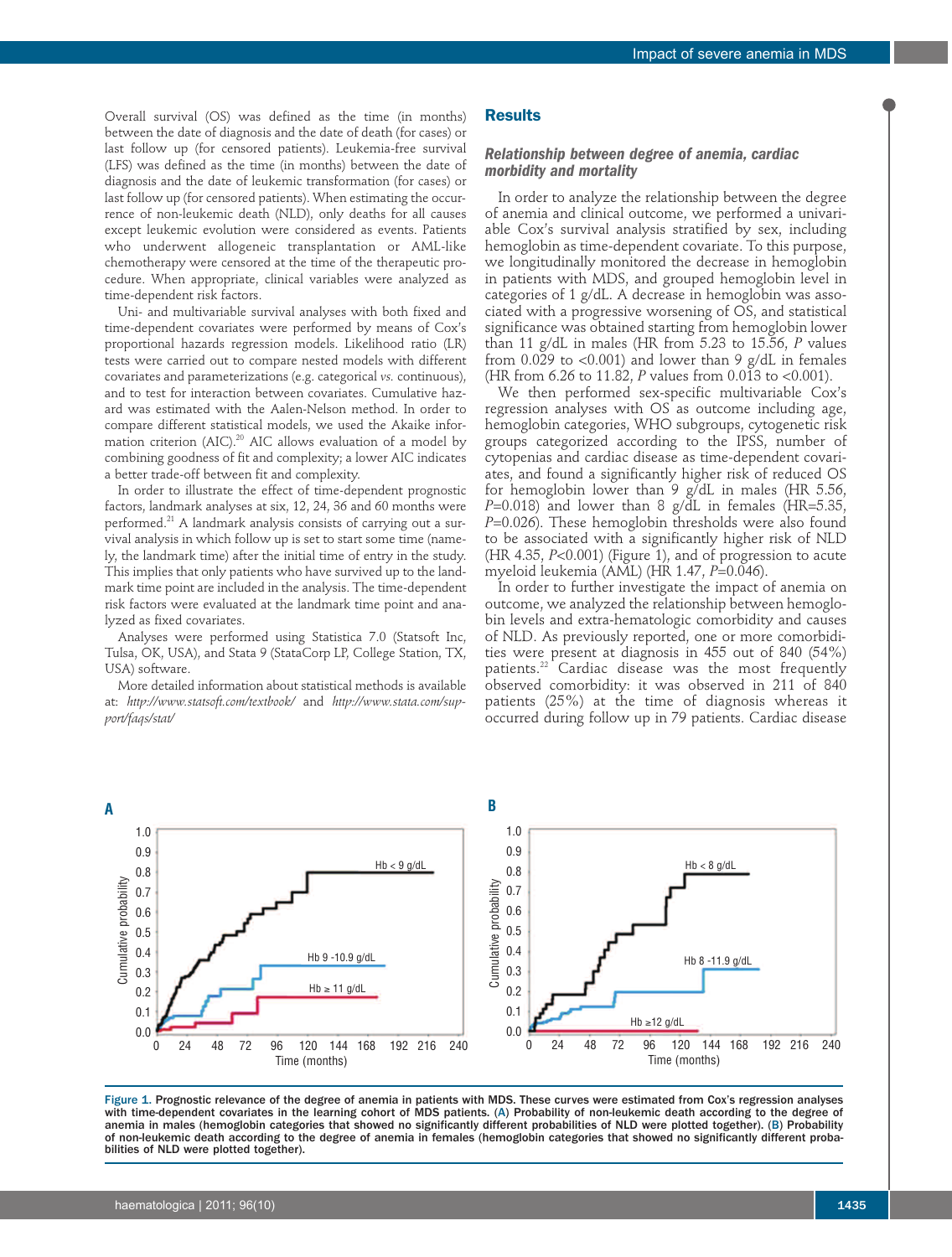Overall survival (OS) was defined as the time (in months) between the date of diagnosis and the date of death (for cases) or last follow up (for censored patients). Leukemia-free survival (LFS) was defined as the time (in months) between the date of diagnosis and the date of leukemic transformation (for cases) or last follow up (for censored patients). When estimating the occurrence of non-leukemic death (NLD), only deaths for all causes except leukemic evolution were considered as events. Patients who underwent allogeneic transplantation or AML-like chemotherapy were censored at the time of the therapeutic procedure. When appropriate, clinical variables were analyzed as time-dependent risk factors.

Uni- and multivariable survival analyses with both fixed and time-dependent covariates were performed by means of Cox's proportional hazards regression models. Likelihood ratio (LR) tests were carried out to compare nested models with different covariates and parameterizations (e.g. categorical *vs.* continuous), and to test for interaction between covariates. Cumulative hazard was estimated with the Aalen-Nelson method. In order to compare different statistical models, we used the Akaike information criterion (AIC).[20] AIC allows evaluation of a model by combining goodness of fit and complexity; a lower AIC indicates a better trade-off between fit and complexity.

In order to illustrate the effect of time-dependent prognostic factors, landmark analyses at six, 12, 24, 36 and 60 months were performed.[21] A landmark analysis consists of carrying out a survival analysis in which follow up is set to start some time (namely, the landmark time) after the initial time of entry in the study. This implies that only patients who have survived up to the landmark time point are included in the analysis. The time-dependent risk factors were evaluated at the landmark time point and analyzed as fixed covariates.

Analyses were performed using Statistica 7.0 (Statsoft Inc, Tulsa, OK, USA), and Stata 9 (StataCorp LP, College Station, TX, USA) software.

More detailed information about statistical methods is available at: *http://www.statsoft.com/textbook/* and *http://www.stata.com/support/faqs/stat/*

## Results

### Relationship between degree of anemia, cardiac morbidity and mortality

In order to analyze the relationship between the degree of anemia and clinical outcome, we performed a univariable Cox's survival analysis stratified by sex, including hemoglobin as time-dependent covariate. To this purpose, we longitudinally monitored the decrease in hemoglobin in patients with MDS, and grouped hemoglobin level in categories of 1 g/dL. A decrease in hemoglobin was associated with a progressive worsening of OS, and statistical significance was obtained starting from hemoglobin lower than 11 g/dL in males (HR from 5.23 to 15.56, *P* values from 0.029 to <0.001) and lower than 9 g/dL in females (HR from 6.26 to 11.82, *P* values from 0.013 to <0.001).

We then performed sex-specific multivariable Cox's regression analyses with OS as outcome including age, hemoglobin categories, WHO subgroups, cytogenetic risk groups categorized according to the IPSS, number of cytopenias and cardiac disease as time-dependent covariates, and found a significantly higher risk of reduced OS for hemoglobin lower than 9 g/dL in males (HR 5.56, *P*=0.018) and lower than 8 g/dL in females (HR=5.35, *P*=0.026). These hemoglobin thresholds were also found to be associated with a significantly higher risk of NLD (HR 4.35, *P*<0.001) (Figure 1), and of progression to acute myeloid leukemia (AML) (HR 1.47, *P*=0.046).

In order to further investigate the impact of anemia on outcome, we analyzed the relationship between hemoglobin levels and extra-hematologic comorbidity and causes of NLD. As previously reported, one or more comorbidities were present at diagnosis in 455 out of 840 (54%) patients.[22] Cardiac disease was the most frequently observed comorbidity: it was observed in 211 of 840 patients (25%) at the time of diagnosis whereas it occurred during follow up in 79 patients. Cardiac disease

**Figure 1. Prognostic relevance of the degree of anemia in patients with MDS. These curves were estimated from Cox's regression analyses with time-dependent covariates in the learning cohort of MDS patients. (A) Probability of non-leukemic death according to the degree of anemia in males (hemoglobin categories that showed no significantly different probabilities of NLD were plotted together). (B) Probability of non-leukemic death according to the degree of anemia in females (hemoglobin categories that showed no significantly different probabilities of NLD were plotted together).**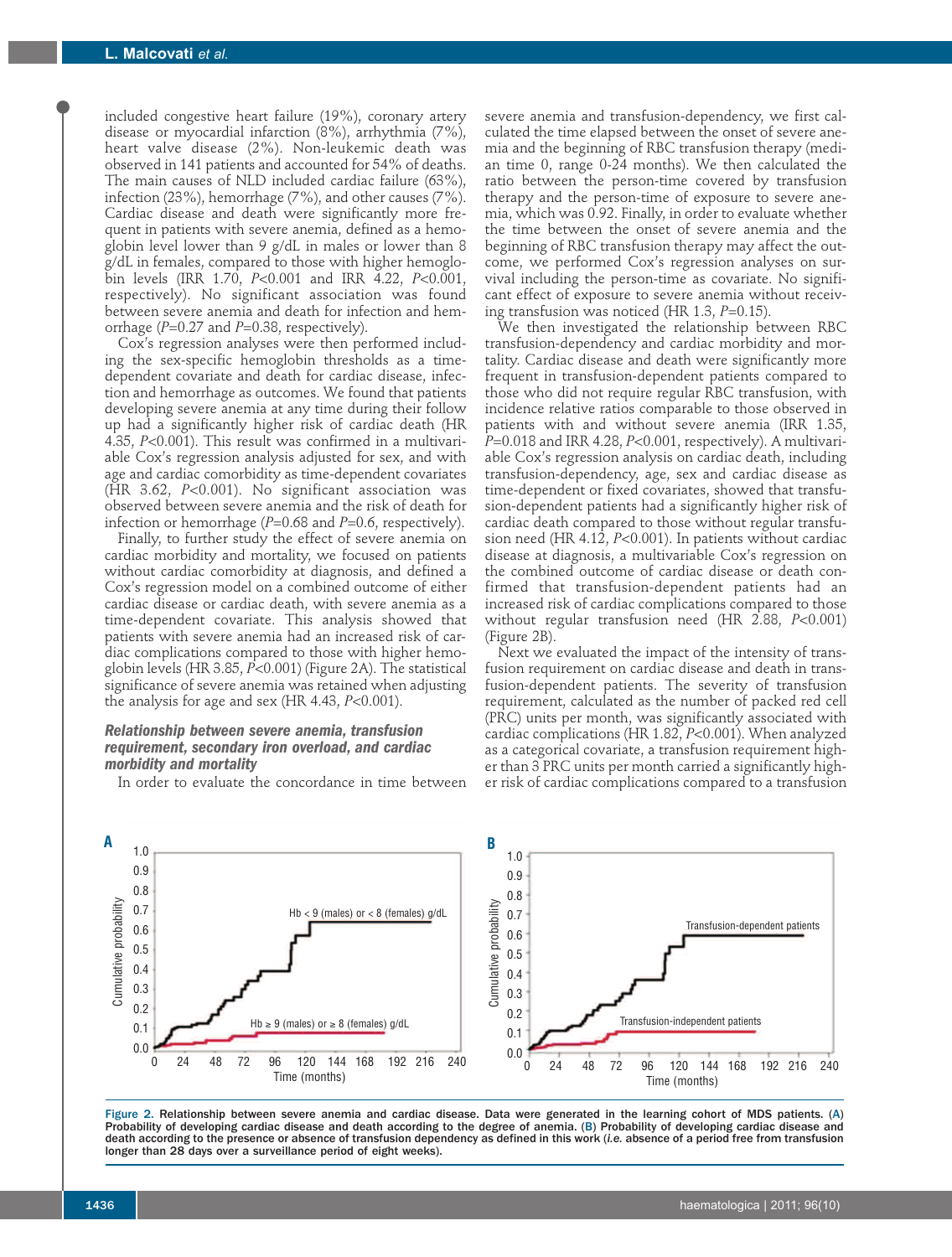included congestive heart failure (19%), coronary artery disease or myocardial infarction (8%), arrhythmia (7%), heart valve disease (2%). Non-leukemic death was observed in 141 patients and accounted for 54% of deaths. The main causes of NLD included cardiac failure (63%), infection (23%), hemorrhage (7%), and other causes (7%). Cardiac disease and death were significantly more frequent in patients with severe anemia, defined as a hemoglobin level lower than 9 g/dL in males or lower than 8 g/dL in females, compared to those with higher hemoglobin levels (IRR 1.70, $P$<0.001 and IRR 4.22, $P$<0.001, respectively). No significant association was found between severe anemia and death for infection and hemorrhage ($P$=0.27 and $P$=0.38, respectively).

Cox's regression analyses were then performed including the sex-specific hemoglobin thresholds as a time-dependent covariate and death for cardiac disease, infection and hemorrhage as outcomes. We found that patients developing severe anemia at any time during their follow up had a significantly higher risk of cardiac death (HR 4.35, $P$<0.001). This result was confirmed in a multivariable Cox's regression analysis adjusted for sex, and with age and cardiac comorbidity as time-dependent covariates (HR 3.62, $P$<0.001). No significant association was observed between severe anemia and the risk of death for infection or hemorrhage ($P$=0.68 and $P$=0.6, respectively).

Finally, to further study the effect of severe anemia on cardiac morbidity and mortality, we focused on patients without cardiac comorbidity at diagnosis, and defined a Cox's regression model on a combined outcome of either cardiac disease or cardiac death, with severe anemia as a time-dependent covariate. This analysis showed that patients with severe anemia had an increased risk of cardiac complications compared to those with higher hemoglobin levels (HR 3.85, $P$<0.001) (Figure 2A). The statistical significance of severe anemia was retained when adjusting the analysis for age and sex (HR 4.43, $P$<0.001).

### *Relationship between severe anemia, transfusion requirement, secondary iron overload, and cardiac morbidity and mortality*

In order to evaluate the concordance in time between severe anemia and transfusion-dependency, we first calculated the time elapsed between the onset of severe anemia and the beginning of RBC transfusion therapy (median time 0, range 0-24 months). We then calculated the ratio between the person-time covered by transfusion therapy and the person-time of exposure to severe anemia, which was 0.92. Finally, in order to evaluate whether the time between the onset of severe anemia and the beginning of RBC transfusion therapy may affect the outcome, we performed Cox's regression analyses on survival including the person-time as covariate. No significant effect of exposure to severe anemia without receiving transfusion was noticed (HR 1.3, $P$=0.15).

We then investigated the relationship between RBC transfusion-dependency and cardiac morbidity and mortality. Cardiac disease and death were significantly more frequent in transfusion-dependent patients compared to those who did not require regular RBC transfusion, with incidence relative ratios comparable to those observed in patients with and without severe anemia (IRR 1.35, $P$=0.018 and IRR 4.28, $P$<0.001, respectively). A multivariable Cox's regression analysis on cardiac death, including transfusion-dependency, age, sex and cardiac disease as time-dependent or fixed covariates, showed that transfusion-dependent patients had a significantly higher risk of cardiac death compared to those without regular transfusion need (HR 4.12, $P$<0.001). In patients without cardiac disease at diagnosis, a multivariable Cox's regression on the combined outcome of cardiac disease or death confirmed that transfusion-dependent patients had an increased risk of cardiac complications compared to those without regular transfusion need (HR 2.88, $P$<0.001) (Figure 2B).

Next we evaluated the impact of the intensity of transfusion requirement on cardiac disease and death in transfusion-dependent patients. The severity of transfusion requirement, calculated as the number of packed red cell (PRC) units per month, was significantly associated with cardiac complications (HR 1.82, $P$<0.001). When analyzed as a categorical covariate, a transfusion requirement higher than 3 PRC units per month carried a significantly higher risk of cardiac complications compared to a transfusion

**Figure 2.** Relationship between severe anemia and cardiac disease. Data were generated in the learning cohort of MDS patients. (A) Probability of developing cardiac disease and death according to the degree of anemia. (B) Probability of developing cardiac disease and death according to the presence or absence of transfusion dependency as defined in this work (*i.e.* absence of a period free from transfusion longer than 28 days over a surveillance period of eight weeks).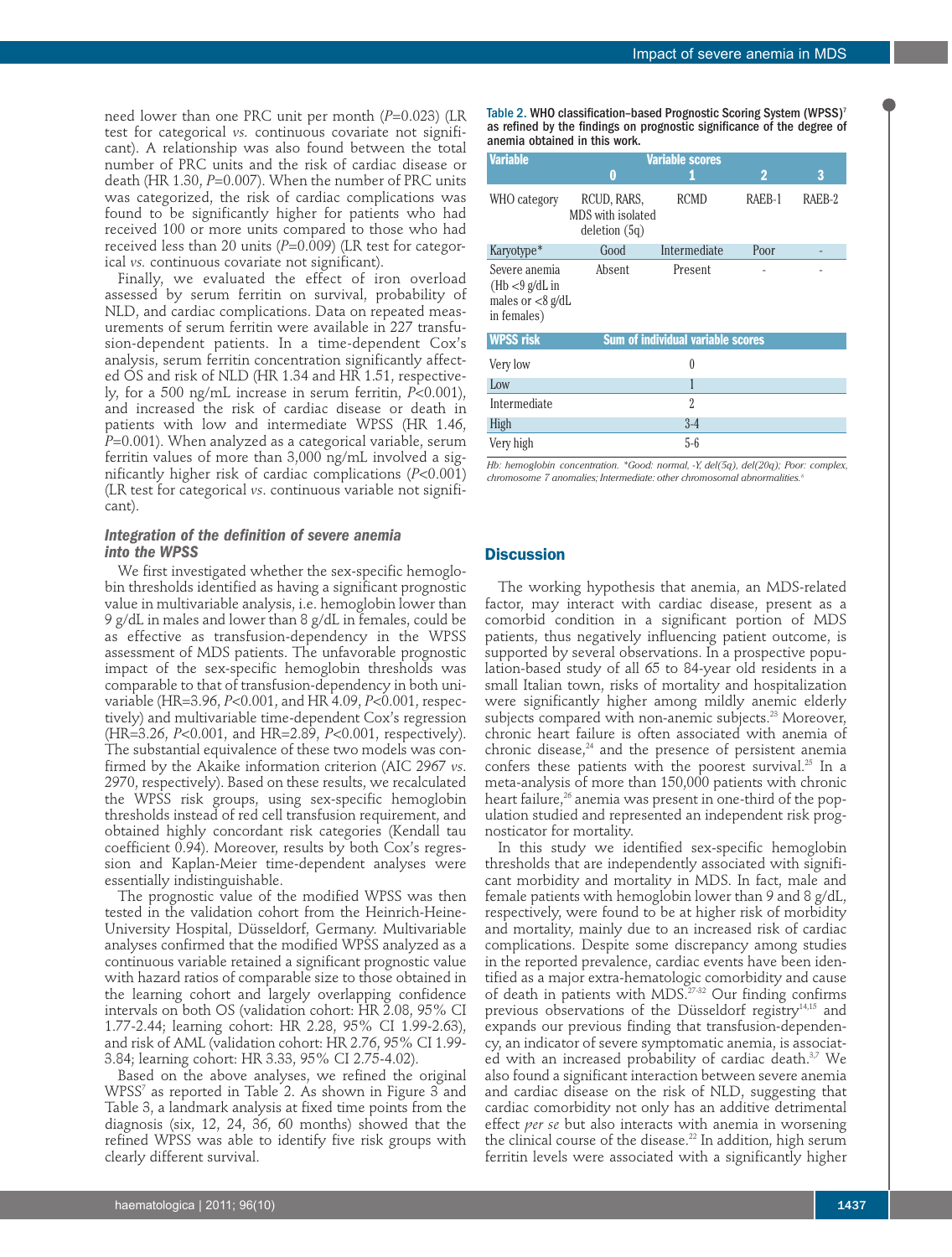need lower than one PRC unit per month ($P$=0.023) (LR test for categorical *vs.* continuous covariate not significant). A relationship was also found between the total number of PRC units and the risk of cardiac disease or death (HR 1.30, $P$=0.007). When the number of PRC units was categorized, the risk of cardiac complications was found to be significantly higher for patients who had received 100 or more units compared to those who had received less than 20 units ($P$=0.009) (LR test for categorical *vs.* continuous covariate not significant).

Finally, we evaluated the effect of iron overload assessed by serum ferritin on survival, probability of NLD, and cardiac complications. Data on repeated measurements of serum ferritin were available in 227 transfusion-dependent patients. In a time-dependent Cox's analysis, serum ferritin concentration significantly affected OS and risk of NLD (HR 1.34 and HR 1.51, respectively, for a 500 ng/mL increase in serum ferritin, $P$<0.001), and increased the risk of cardiac disease or death in patients with low and intermediate WPSS (HR 1.46, $P$=0.001). When analyzed as a categorical variable, serum ferritin values of more than 3,000 ng/mL involved a significantly higher risk of cardiac complications ($P$<0.001) (LR test for categorical *vs.* continuous variable not significant).

### *Integration of the definition of severe anemia into the WPSS*

We first investigated whether the sex-specific hemoglobin thresholds identified as having a significant prognostic value in multivariable analysis, i.e. hemoglobin lower than 9 g/dL in males and lower than 8 g/dL in females, could be as effective as transfusion-dependency in the WPSS assessment of MDS patients. The unfavorable prognostic impact of the sex-specific hemoglobin thresholds was comparable to that of transfusion-dependency in both univariable (HR=3.96, $P$<0.001, and HR 4.09, $P$<0.001, respectively) and multivariable time-dependent Cox's regression (HR=3.26, $P$<0.001, and HR=2.89, $P$<0.001, respectively). The substantial equivalence of these two models was confirmed by the Akaike information criterion (AIC 2967 *vs.* 2970, respectively). Based on these results, we recalculated the WPSS risk groups, using sex-specific hemoglobin thresholds instead of red cell transfusion requirement, and obtained highly concordant risk categories (Kendall tau coefficient 0.94). Moreover, results by both Cox's regression and Kaplan-Meier time-dependent analyses were essentially indistinguishable.

The prognostic value of the modified WPSS was then tested in the validation cohort from the Heinrich-Heine-University Hospital, Düsseldorf, Germany. Multivariable analyses confirmed that the modified WPSS analyzed as a continuous variable retained a significant prognostic value with hazard ratios of comparable size to those obtained in the learning cohort and largely overlapping confidence intervals on both OS (validation cohort: HR 2.08, 95% CI 1.77-2.44; learning cohort: HR 2.28, 95% CI 1.99-2.63), and risk of AML (validation cohort: HR 2.76, 95% CI 1.99-3.84; learning cohort: HR 3.33, 95% CI 2.75-4.02).

Based on the above analyses, we refined the original WPSS[7] as reported in Table 2. As shown in Figure 3 and Table 3, a landmark analysis at fixed time points from the diagnosis (six, 12, 24, 36, 60 months) showed that the refined WPSS was able to identify five risk groups with clearly different survival.

**Table 2. WHO classification–based Prognostic Scoring System (WPSS)[7] as refined by the findings on prognostic significance of the degree of anemia obtained in this work.**

| Variable | Variable scores | | | |
|---|---|---|---|---|
| | 0 | 1 | 2 | 3 |
| WHO category | RCUD, RARS, MDS with isolated deletion (5q) | RCMD | RAEB-1 | RAEB-2 |
| Karyotype* | Good | Intermediate | Poor | - |
| Severe anemia (Hb <9 g/dL in males or <8 g/dL in females) | Absent | Present | - | - |
| **WPSS risk** | **Sum of individual variable scores** | | | |
| Very low | 0 | | | |
| Low | 1 | | | |
| Intermediate | 2 | | | |
| High | 3-4 | | | |
| Very high | 5-6 | | | |

*Hb: hemoglobin concentration. \*Good: normal, -Y, del(5q), del(20q); Poor: complex, chromosome 7 anomalies; Intermediate: other chromosomal abnormalities.[6]*

## Discussion

The working hypothesis that anemia, an MDS-related factor, may interact with cardiac disease, present as a comorbid condition in a significant portion of MDS patients, thus negatively influencing patient outcome, is supported by several observations. In a prospective population-based study of all 65 to 84-year old residents in a small Italian town, risks of mortality and hospitalization were significantly higher among mildly anemic elderly subjects compared with non-anemic subjects.[23] Moreover, chronic heart failure is often associated with anemia of chronic disease,[24] and the presence of persistent anemia confers these patients with the poorest survival.[25] In a meta-analysis of more than 150,000 patients with chronic heart failure,[26] anemia was present in one-third of the population studied and represented an independent risk prognosticator for mortality.

In this study we identified sex-specific hemoglobin thresholds that are independently associated with significant morbidity and mortality in MDS. In fact, male and female patients with hemoglobin lower than 9 and 8 g/dL, respectively, were found to be at higher risk of morbidity and mortality, mainly due to an increased risk of cardiac complications. Despite some discrepancy among studies in the reported prevalence, cardiac events have been identified as a major extra-hematologic comorbidity and cause of death in patients with MDS.[27-32] Our finding confirms previous observations of the Düsseldorf registry[14,15] and expands our previous finding that transfusion-dependency, an indicator of severe symptomatic anemia, is associated with an increased probability of cardiac death.[3,7] We also found a significant interaction between severe anemia and cardiac disease on the risk of NLD, suggesting that cardiac comorbidity not only has an additive detrimental effect *per se* but also interacts with anemia in worsening the clinical course of the disease.[22] In addition, high serum ferritin levels were associated with a significantly higher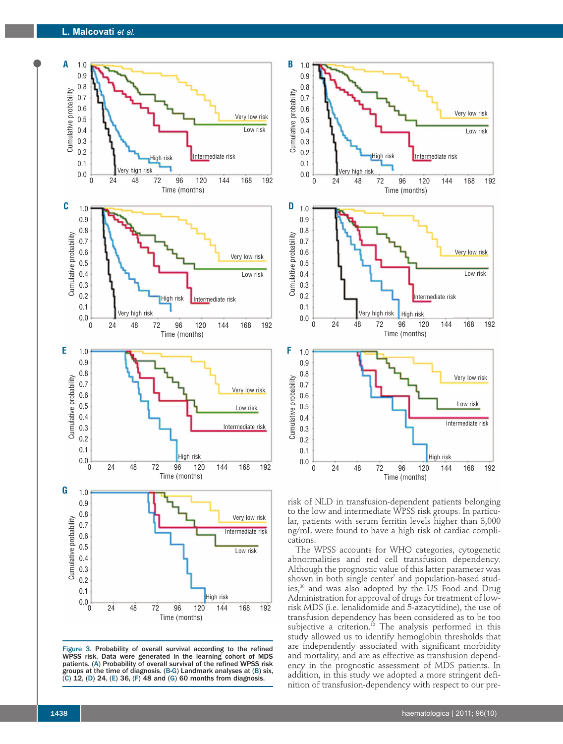**Figure 3.** Probability of overall survival according to the refined WPSS risk. Data were generated in the learning cohort of MDS patients. (A) Probability of overall survival of the refined WPSS risk groups at the time of diagnosis. (B-G) Landmark analyses at (B) six, (C) 12, (D) 24, (E) 36, (F) 48 and (G) 60 months from diagnosis.

risk of NLD in transfusion-dependent patients belonging to the low and intermediate WPSS risk groups. In particular, patients with serum ferritin levels higher than 3,000 ng/mL were found to have a high risk of cardiac complications.

The WPSS accounts for WHO categories, cytogenetic abnormalities and red cell transfusion dependency. Although the prognostic value of this latter parameter was shown in both single center[7] and population-based studies,[30] and was also adopted by the US Food and Drug Administration for approval of drugs for treatment of low-risk MDS (i.e. lenalidomide and 5-azacytidine), the use of transfusion dependency has been considered as to be too subjective a criterion.[12] The analysis performed in this study allowed us to identify hemoglobin thresholds that are independently associated with significant morbidity and mortality, and are as effective as transfusion dependency in the prognostic assessment of MDS patients. In addition, in this study we adopted a more stringent definition of transfusion-dependency with respect to our pre-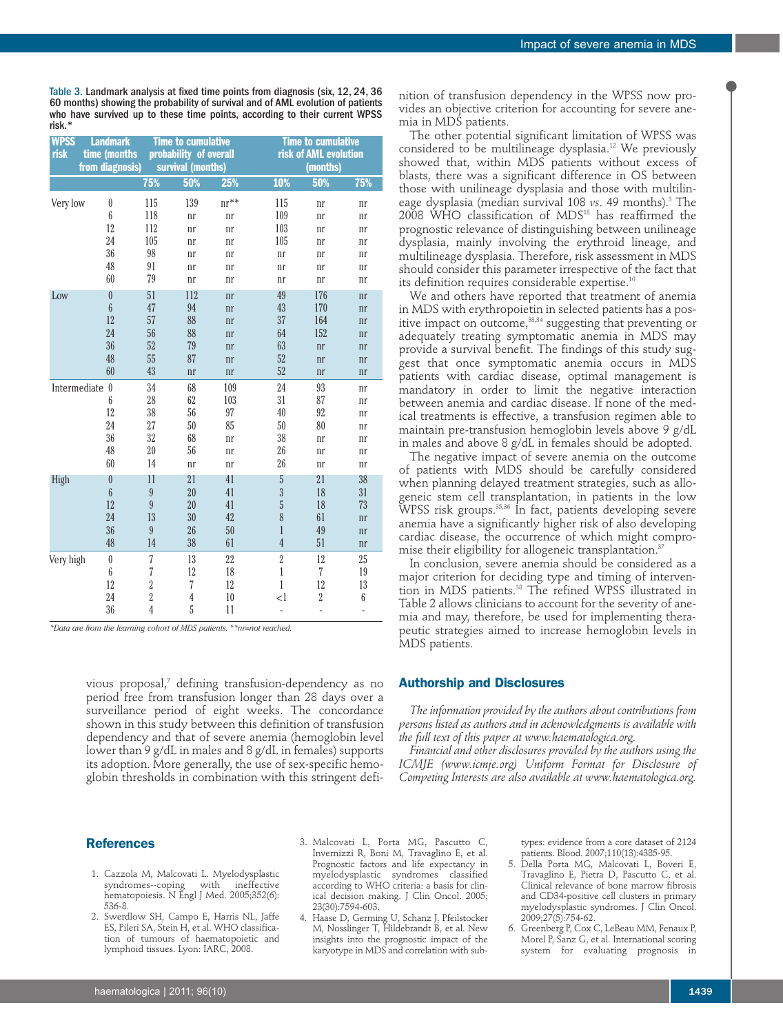Table 3. Landmark analysis at fixed time points from diagnosis (six, 12, 24, 36 60 months) showing the probability of survival and of AML evolution of patients who have survived up to these time points, according to their current WPSS risk.*

| WPSS risk | Landmark time (months from diagnosis) | Time to cumulative probability of overall survival (months) | | | Time to cumulative risk of AML evolution (months) | | |
|---|---|---|---|---|---|---|---|
| | | 75% | 50% | 25% | 10% | 50% | 75% |
| Very low | 0 | 115 | 139 | nr** | 115 | nr | nr |
| | 6 | 118 | nr | nr | 109 | nr | nr |
| | 12 | 112 | nr | nr | 103 | nr | nr |
| | 24 | 105 | nr | nr | 105 | nr | nr |
| | 36 | 98 | nr | nr | nr | nr | nr |
| | 48 | 91 | nr | nr | nr | nr | nr |
| | 60 | 79 | nr | nr | nr | nr | nr |
| Low | 0 | 51 | 112 | nr | 49 | 176 | nr |
| | 6 | 47 | 94 | nr | 43 | 170 | nr |
| | 12 | 57 | 88 | nr | 37 | 164 | nr |
| | 24 | 56 | 88 | nr | 64 | 152 | nr |
| | 36 | 52 | 79 | nr | 63 | nr | nr |
| | 48 | 55 | 87 | nr | 52 | nr | nr |
| | 60 | 43 | nr | nr | 52 | nr | nr |
| Intermediate | 0 | 34 | 68 | 109 | 24 | 93 | nr |
| | 6 | 28 | 62 | 103 | 31 | 87 | nr |
| | 12 | 38 | 56 | 97 | 40 | 92 | nr |
| | 24 | 27 | 50 | 85 | 50 | 80 | nr |
| | 36 | 32 | 68 | nr | 38 | nr | nr |
| | 48 | 20 | 56 | nr | 26 | nr | nr |
| | 60 | 14 | nr | nr | 26 | nr | nr |
| High | 0 | 11 | 21 | 41 | 5 | 21 | 38 |
| | 6 | 9 | 20 | 41 | 3 | 18 | 31 |
| | 12 | 9 | 20 | 41 | 5 | 18 | 73 |
| | 24 | 13 | 30 | 42 | 8 | 61 | nr |
| | 36 | 9 | 26 | 50 | 1 | 49 | nr |
| | 48 | 14 | 38 | 61 | 4 | 51 | nr |
| Very high | 0 | 7 | 13 | 22 | 2 | 12 | 25 |
| | 6 | 7 | 12 | 18 | 1 | 7 | 19 |
| | 12 | 2 | 7 | 12 | 1 | 12 | 13 |
| | 24 | 2 | 4 | 10 | <1 | 2 | 6 |
| | 36 | 4 | 5 | 11 | - | - | - |

*Data are from the learning cohort of MDS patients. **nr=not reached.*

vious proposal,[7] defining transfusion-dependency as no period free from transfusion longer than 28 days over a surveillance period of eight weeks. The concordance shown in this study between this definition of transfusion dependency and that of severe anemia (hemoglobin level lower than 9 g/dL in males and 8 g/dL in females) supports its adoption. More generally, the use of sex-specific hemoglobin thresholds in combination with this stringent definition of transfusion dependency in the WPSS now provides an objective criterion for accounting for severe anemia in MDS patients.

The other potential significant limitation of WPSS was considered to be multilineage dysplasia.[12] We previously showed that, within MDS patients without excess of blasts, there was a significant difference in OS between those with unilineage dysplasia and those with multilineage dysplasia (median survival 108 *vs*. 49 months).[3] The 2008 WHO classification of MDS[18] has reaffirmed the prognostic relevance of distinguishing between unilineage dysplasia, mainly involving the erythroid lineage, and multilineage dysplasia. Therefore, risk assessment in MDS should consider this parameter irrespective of the fact that its definition requires considerable expertise.[10]

We and others have reported that treatment of anemia in MDS with erythropoietin in selected patients has a positive impact on outcome,[33,34] suggesting that preventing or adequately treating symptomatic anemia in MDS may provide a survival benefit. The findings of this study suggest that once symptomatic anemia occurs in MDS patients with cardiac disease, optimal management is mandatory in order to limit the negative interaction between anemia and cardiac disease. If none of the medical treatments is effective, a transfusion regimen able to maintain pre-transfusion hemoglobin levels above 9 g/dL in males and above 8 g/dL in females should be adopted.

The negative impact of severe anemia on the outcome of patients with MDS should be carefully considered when planning delayed treatment strategies, such as allogeneic stem cell transplantation, in patients in the low WPSS risk groups.[35,36] In fact, patients developing severe anemia have a significantly higher risk of also developing cardiac disease, the occurrence of which might compromise their eligibility for allogeneic transplantation.[37]

In conclusion, severe anemia should be considered as a major criterion for deciding type and timing of intervention in MDS patients.[38] The refined WPSS illustrated in Table 2 allows clinicians to account for the severity of anemia and may, therefore, be used for implementing therapeutic strategies aimed to increase hemoglobin levels in MDS patients.

## Authorship and Disclosures

*The information provided by the authors about contributions from persons listed as authors and in acknowledgments is available with the full text of this paper at www.haematologica.org.*

*Financial and other disclosures provided by the authors using the ICMJE (www.icmje.org) Uniform Format for Disclosure of Competing Interests are also available at www.haematologica.org.*

## References

1. Cazzola M, Malcovati L. Myelodysplastic syndromes--coping with ineffective hematopoiesis. N Engl J Med. 2005;352(6): 536-8.
2. Swerdlow SH, Campo E, Harris NL, Jaffe ES, Pileri SA, Stein H, et al. WHO classification of tumours of haematopoietic and lymphoid tissues. Lyon: IARC, 2008.
3. Malcovati L, Porta MG, Pascutto C, Invernizzi R, Boni M, Travaglino E, et al. Prognostic factors and life expectancy in myelodysplastic syndromes classified according to WHO criteria: a basis for clinical decision making. J Clin Oncol. 2005; 23(30):7594-603.
4. Haase D, Germing U, Schanz J, Pfeilstocker M, Nosslinger T, Hildebrandt B, et al. New insights into the prognostic impact of the karyotype in MDS and correlation with subtypes: evidence from a core dataset of 2124 patients. Blood. 2007;110(13):4385-95.
5. Della Porta MG, Malcovati L, Boveri E, Travaglino E, Pietra D, Pascutto C, et al. Clinical relevance of bone marrow fibrosis and CD34-positive cell clusters in primary myelodysplastic syndromes. J Clin Oncol. 2009;27(5):754-62.
6. Greenberg P, Cox C, LeBeau MM, Fenaux P, Morel P, Sanz G, et al. International scoring system for evaluating prognosis in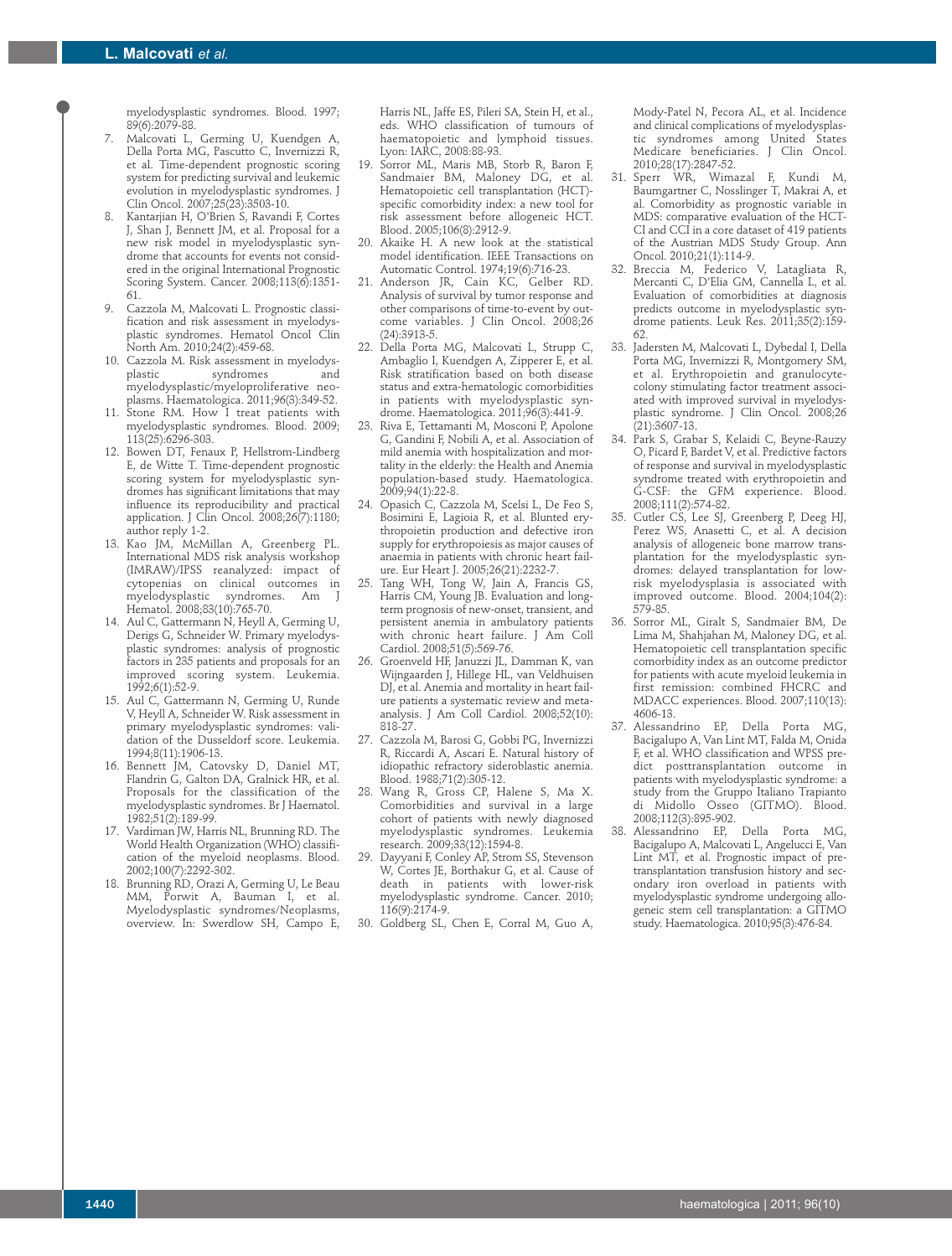myelodysplastic syndromes. Blood. 1997; 89(6):2079-88.

7. Malcovati L, Germing U, Kuendgen A, Della Porta MG, Pascutto C, Invernizzi R, et al. Time-dependent prognostic scoring system for predicting survival and leukemic evolution in myelodysplastic syndromes. J Clin Oncol. 2007;25(23):3503-10.
8. Kantarjian H, O'Brien S, Ravandi F, Cortes J, Shan J, Bennett JM, et al. Proposal for a new risk model in myelodysplastic syndrome that accounts for events not considered in the original International Prognostic Scoring System. Cancer. 2008;113(6):1351-61.
9. Cazzola M, Malcovati L. Prognostic classification and risk assessment in myelodysplastic syndromes. Hematol Oncol Clin North Am. 2010;24(2):459-68.
10. Cazzola M. Risk assessment in myelodysplastic syndromes and myelodysplastic/myeloproliferative neoplasms. Haematologica. 2011;96(3):349-52.
11. Stone RM. How I treat patients with myelodysplastic syndromes. Blood. 2009; 113(25):6296-303.
12. Bowen DT, Fenaux P, Hellstrom-Lindberg E, de Witte T. Time-dependent prognostic scoring system for myelodysplastic syndromes has significant limitations that may influence its reproducibility and practical application. J Clin Oncol. 2008;26(7):1180; author reply 1-2.
13. Kao JM, McMillan A, Greenberg PL. International MDS risk analysis workshop (IMRAW)/IPSS reanalyzed: impact of cytopenias on clinical outcomes in myelodysplastic syndromes. Am J Hematol. 2008;83(10):765-70.
14. Aul C, Gattermann N, Heyll A, Germing U, Derigs G, Schneider W. Primary myelodysplastic syndromes: analysis of prognostic factors in 235 patients and proposals for an improved scoring system. Leukemia. 1992;6(1):52-9.
15. Aul C, Gattermann N, Germing U, Runde V, Heyll A, Schneider W. Risk assessment in primary myelodysplastic syndromes: validation of the Dusseldorf score. Leukemia. 1994;8(11):1906-13.
16. Bennett JM, Catovsky D, Daniel MT, Flandrin G, Galton DA, Gralnick HR, et al. Proposals for the classification of the myelodysplastic syndromes. Br J Haematol. 1982;51(2):189-99.
17. Vardiman JW, Harris NL, Brunning RD. The World Health Organization (WHO) classification of the myeloid neoplasms. Blood. 2002;100(7):2292-302.
18. Brunning RD, Orazi A, Germing U, Le Beau MM, Porwit A, Bauman I, et al. Myelodysplastic syndromes/Neoplasms, overview. In: Swerdlow SH, Campo E, Harris NL, Jaffe ES, Pileri SA, Stein H, et al., eds. WHO classification of tumours of haematopoietic and lymphoid tissues. Lyon: IARC, 2008:88-93.
19. Sorror ML, Maris MB, Storb R, Baron F, Sandmaier BM, Maloney DG, et al. Hematopoietic cell transplantation (HCT)-specific comorbidity index: a new tool for risk assessment before allogeneic HCT. Blood. 2005;106(8):2912-9.
20. Akaike H. A new look at the statistical model identification. IEEE Transactions on Automatic Control. 1974;19(6):716-23.
21. Anderson JR, Cain KC, Gelber RD. Analysis of survival by tumor response and other comparisons of time-to-event by outcome variables. J Clin Oncol. 2008;26 (24):3913-5.
22. Della Porta MG, Malcovati L, Strupp C, Ambaglio I, Kuendgen A, Zipperer E, et al. Risk stratification based on both disease status and extra-hematologic comorbidities in patients with myelodysplastic syndrome. Haematologica. 2011;96(3):441-9.
23. Riva E, Tettamanti M, Mosconi P, Apolone G, Gandini F, Nobili A, et al. Association of mild anemia with hospitalization and mortality in the elderly: the Health and Anemia population-based study. Haematologica. 2009;94(1):22-8.
24. Opasich C, Cazzola M, Scelsi L, De Feo S, Bosimini E, Lagioia R, et al. Blunted erythropoietin production and defective iron supply for erythropoiesis as major causes of anaemia in patients with chronic heart failure. Eur Heart J. 2005;26(21):2232-7.
25. Tang WH, Tong W, Jain A, Francis GS, Harris CM, Young JB. Evaluation and long-term prognosis of new-onset, transient, and persistent anemia in ambulatory patients with chronic heart failure. J Am Coll Cardiol. 2008;51(5):569-76.
26. Groenveld HF, Januzzi JL, Damman K, van Wijngaarden J, Hillege HL, van Veldhuisen DJ, et al. Anemia and mortality in heart failure patients a systematic review and meta-analysis. J Am Coll Cardiol. 2008;52(10): 818-27.
27. Cazzola M, Barosi G, Gobbi PG, Invernizzi R, Riccardi A, Ascari E. Natural history of idiopathic refractory sideroblastic anemia. Blood. 1988;71(2):305-12.
28. Wang R, Gross CP, Halene S, Ma X. Comorbidities and survival in a large cohort of patients with newly diagnosed myelodysplastic syndromes. Leukemia research. 2009;33(12):1594-8.
29. Dayyani F, Conley AP, Strom SS, Stevenson W, Cortes JE, Borthakur G, et al. Cause of death in patients with lower-risk myelodysplastic syndrome. Cancer. 2010; 116(9):2174-9.
30. Goldberg SL, Chen E, Corral M, Guo A, Mody-Patel N, Pecora AL, et al. Incidence and clinical complications of myelodysplastic syndromes among United States Medicare beneficiaries. J Clin Oncol. 2010;28(17):2847-52.
31. Sperr WR, Wimazal F, Kundi M, Baumgartner C, Nosslinger T, Makrai A, et al. Comorbidity as prognostic variable in MDS: comparative evaluation of the HCT-CI and CCI in a core dataset of 419 patients of the Austrian MDS Study Group. Ann Oncol. 2010;21(1):114-9.
32. Breccia M, Federico V, Latagliata R, Mercanti C, D'Elia GM, Cannella L, et al. Evaluation of comorbidities at diagnosis predicts outcome in myelodysplastic syndrome patients. Leuk Res. 2011;35(2):159-62.
33. Jadersten M, Malcovati L, Dybedal I, Della Porta MG, Invernizzi R, Montgomery SM, et al. Erythropoietin and granulocyte-colony stimulating factor treatment associated with improved survival in myelodysplastic syndrome. J Clin Oncol. 2008;26 (21):3607-13.
34. Park S, Grabar S, Kelaidi C, Beyne-Rauzy O, Picard F, Bardet V, et al. Predictive factors of response and survival in myelodysplastic syndrome treated with erythropoietin and G-CSF: the GFM experience. Blood. 2008;111(2):574-82.
35. Cutler CS, Lee SJ, Greenberg P, Deeg HJ, Perez WS, Anasetti C, et al. A decision analysis of allogeneic bone marrow transplantation for the myelodysplastic syndromes: delayed transplantation for low-risk myelodysplasia is associated with improved outcome. Blood. 2004;104(2): 579-85.
36. Sorror ML, Giralt S, Sandmaier BM, De Lima M, Shahjahan M, Maloney DG, et al. Hematopoietic cell transplantation specific comorbidity index as an outcome predictor for patients with acute myeloid leukemia in first remission: combined FHCRC and MDACC experiences. Blood. 2007;110(13): 4606-13.
37. Alessandrino EP, Della Porta MG, Bacigalupo A, Van Lint MT, Falda M, Onida F, et al. WHO classification and WPSS predict posttransplantation outcome in patients with myelodysplastic syndrome: a study from the Gruppo Italiano Trapianto di Midollo Osseo (GITMO). Blood. 2008;112(3):895-902.
38. Alessandrino EP, Della Porta MG, Bacigalupo A, Malcovati L, Angelucci E, Van Lint MT, et al. Prognostic impact of pre-transplantation transfusion history and secondary iron overload in patients with myelodysplastic syndrome undergoing allogeneic stem cell transplantation: a GITMO study. Haematologica. 2010;95(3):476-84.